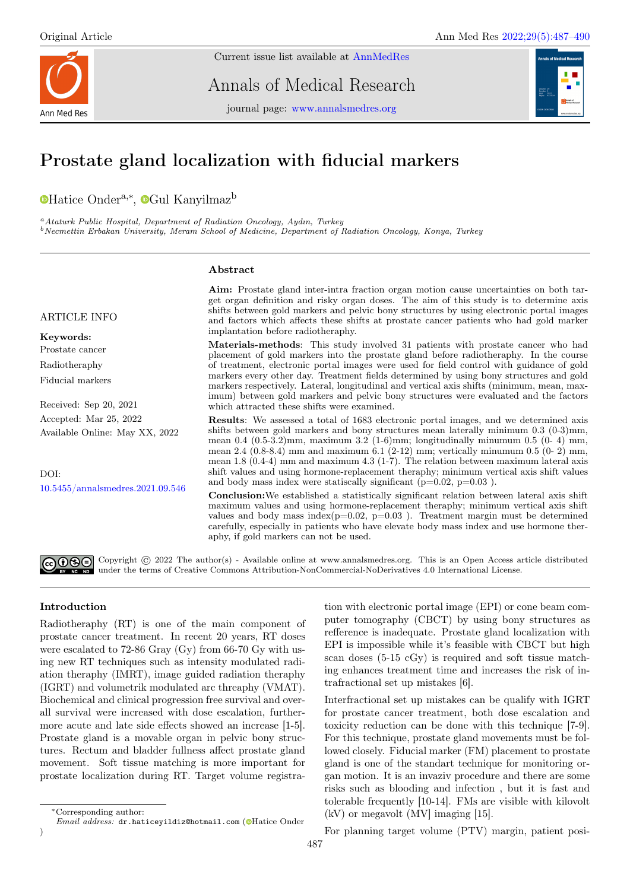Original Article

Current issue list available at AnnMedRes

Annals of Medical Research

journal page: www.annalsmedres.org

# Prostate gland localization with fiducial markers

Hatice Onder[a,*], Gul Kanyilmaz[b]

[a] *Ataturk Public Hospital, Department of Radiation Oncology, Aydın, Turkey*
[b] *Necmettin Erbakan University, Meram School of Medicine, Department of Radiation Oncology, Konya, Turkey*

ARTICLE INFO

**Keywords:**
Prostate cancer
Radiotheraphy
Fiducial markers

Received: Sep 20, 2021
Accepted: Mar 25, 2022
Available Online: May XX, 2022

DOI:
10.5455/annalsmedres.2021.09.546

## Abstract

**Aim:** Prostate gland inter-intra fraction organ motion cause uncertainties on both target organ definition and risky organ doses. The aim of this study is to determine axis shifts between gold markers and pelvic bony structures by using electronic portal images and factors which affects these shifts at prostate cancer patients who had gold marker implantation before radiotheraphy.

**Materials-methods**: This study involved 31 patients with prostate cancer who had placement of gold markers into the prostate gland before radiotheraphy. In the course of treatment, electronic portal images were used for field control with guidance of gold markers every other day. Treatment fields determined by using bony structures and gold markers respectively. Lateral, longitudinal and vertical axis shifts (minimum, mean, maximum) between gold markers and pelvic bony structures were evaluated and the factors which attracted these shifts were examined.

**Results**: We assessed a total of 1683 electronic portal images, and we determined axis shifts between gold markers and bony structures mean laterally minimum 0.3 (0-3)mm, mean 0.4 (0.5-3.2)mm, maximum 3.2 (1-6)mm; longitudinally minumum 0.5 (0- 4) mm, mean 2.4 (0.8-8.4) mm and maximum 6.1 (2-12) mm; vertically minumum 0.5 (0- 2) mm, mean 1.8 (0.4-4) mm and maximum 4.3 (1-7). The relation between maximum lateral axis shift values and using hormone-replacement theraphy; minimum vertical axis shift values and body mass index were statiscally significant ($p=0.02$, $p=0.03$ ).

**Conclusion:** We established a statistically significant relation between lateral axis shift maximum values and using hormone-replacement theraphy; minimum vertical axis shift values and body mass index($p=0.02$, $p=0.03$ ). Treatment margin must be determined carefully, especially in patients who have elevate body mass index and use hormone theraphy, if gold markers can not be used.

Copyright © 2022 The author(s) - Available online at www.annalsmedres.org. This is an Open Access article distributed under the terms of Creative Commons Attribution-NonCommercial-NoDerivatives 4.0 International License.

## Introduction

Radiotheraphy (RT) is one of the main component of prostate cancer treatment. In recent 20 years, RT doses were escalated to 72-86 Gray (Gy) from 66-70 Gy with using new RT techniques such as intensity modulated radiation theraphy (IMRT), image guided radiation theraphy (IGRT) and volumetrik modulated arc threaphy (VMAT). Biochemical and clinical progression free survival and overall survival were increased with dose escalation, furthermore acute and late side effects showed an increase [1-5]. Prostate gland is a movable organ in pelvic bony structures. Rectum and bladder fullness affect prostate gland movement. Soft tissue matching is more important for prostate localization during RT. Target volume registration with electronic portal image (EPI) or cone beam computer tomography (CBCT) by using bony structures as refference is inadequate. Prostate gland localization with EPI is impossible while it's feasible with CBCT but high scan doses (5-15 cGy) is required and soft tissue matching enhances treatment time and increases the risk of intrafractional set up mistakes [6].

Interfractional set up mistakes can be qualify with IGRT for prostate cancer treatment, both dose escalation and toxicity reduction can be done with this technique [7-9]. For this technique, prostate gland movements must be followed closely. Fiducial marker (FM) placement to prostate gland is one of the standart technique for monitoring organ motion. It is an invaziv procedure and there are some risks such as blooding and infection , but it is fast and tolerable frequently [10-14]. FMs are visible with kilovolt (kV) or megavolt (MV) imaging [15].

For planning target volume (PTV) margin, patient posi-

*Corresponding author:
*Email address:* dr.haticeyildiz@hotmail.com (Hatice Onder )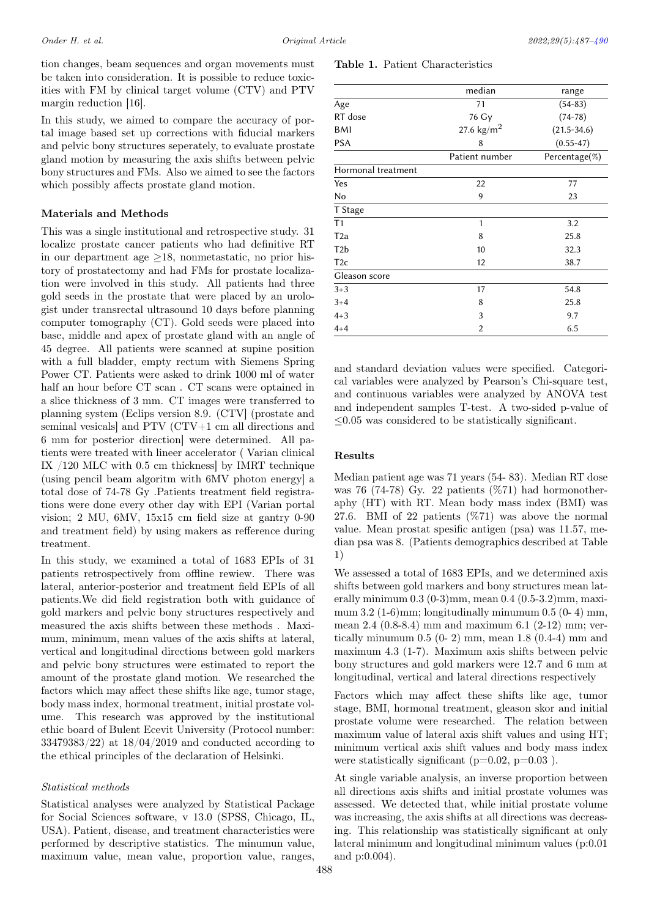tion changes, beam sequences and organ movements must be taken into consideration. It is possible to reduce toxicities with FM by clinical target volume (CTV) and PTV margin reduction [16].

In this study, we aimed to compare the accuracy of portal image based set up corrections with fiducial markers and pelvic bony structures seperately, to evaluate prostate gland motion by measuring the axis shifts between pelvic bony structures and FMs. Also we aimed to see the factors which possibly affects prostate gland motion.

## Materials and Methods

This was a single institutional and retrospective study. 31 localize prostate cancer patients who had definitive RT in our department age ≥18, nonmetastatic, no prior history of prostatectomy and had FMs for prostate localization were involved in this study. All patients had three gold seeds in the prostate that were placed by an urologist under transrectal ultrasound 10 days before planning computer tomography (CT). Gold seeds were placed into base, middle and apex of prostate gland with an angle of 45 degree. All patients were scanned at supine position with a full bladder, empty rectum with Siemens Spring Power CT. Patients were asked to drink 1000 ml of water half an hour before CT scan . CT scans were optained in a slice thickness of 3 mm. CT images were transferred to planning system (Eclips version 8.9. (CTV] (prostate and seminal vesicals] and PTV (CTV+1 cm all directions and 6 mm for posterior direction] were determined. All patients were treated with lineer accelerator ( Varian clinical IX /120 MLC with 0.5 cm thickness] by IMRT technique (using pencil beam algoritm with 6MV photon energy] a total dose of 74-78 Gy .Patients treatment field registrations were done every other day with EPI (Varian portal vision; 2 MU, 6MV, 15x15 cm field size at gantry 0-90 and treatment field) by using makers as refference during treatment.

In this study, we examined a total of 1683 EPIs of 31 patients retrospectively from offline rewiew. There was lateral, anterior-posterior and treatment field EPIs of all patients.We did field registration both with guidance of gold markers and pelvic bony structures respectively and measured the axis shifts between these methods . Maximum, minimum, mean values of the axis shifts at lateral, vertical and longitudinal directions between gold markers and pelvic bony structures were estimated to report the amount of the prostate gland motion. We researched the factors which may affect these shifts like age, tumor stage, body mass index, hormonal treatment, initial prostate volume. This research was approved by the institutional ethic board of Bulent Ecevit University (Protocol number: 33479383/22) at 18/04/2019 and conducted according to the ethical principles of the declaration of Helsinki.

### *Statistical methods*

Statistical analyses were analyzed by Statistical Package for Social Sciences software, v 13.0 (SPSS, Chicago, IL, USA). Patient, disease, and treatment characteristics were performed by descriptive statistics. The minumun value, maximum value, mean value, proportion value, ranges, and standard deviation values were specified. Categorical variables were analyzed by Pearson's Chi-square test, and continuous variables were analyzed by ANOVA test and independent samples T-test. A two-sided p-value of ≤0.05 was considered to be statistically significant.

**Table 1.** Patient Characteristics

| | median | range |
|---|---|---|
| Age | 71 | (54-83) |
| RT dose | 76 Gy | (74-78) |
| BMI | 27.6 kg/m$^2$ | (21.5-34.6) |
| PSA | 8 | (0.55-47) |
| | **Patient number** | **Percentage(%)** |
| Hormonal treatment | | |
| Yes | 22 | 77 |
| No | 9 | 23 |
| T Stage | | |
| T1 | 1 | 3.2 |
| T2a | 8 | 25.8 |
| T2b | 10 | 32.3 |
| T2c | 12 | 38.7 |
| Gleason score | | |
| 3+3 | 17 | 54.8 |
| 3+4 | 8 | 25.8 |
| 4+3 | 3 | 9.7 |
| 4+4 | 2 | 6.5 |

## Results

Median patient age was 71 years (54- 83). Median RT dose was 76 (74-78) Gy. 22 patients (%71) had hormonotheraphy (HT) with RT. Mean body mass index (BMI) was 27.6. BMI of 22 patients (%71) was above the normal value. Mean prostat spesific antigen (psa) was 11.57, median psa was 8. (Patients demographics described at Table 1)

We assessed a total of 1683 EPIs, and we determined axis shifts between gold markers and bony structures mean laterally minimum 0.3 (0-3)mm, mean 0.4 (0.5-3.2)mm, maximum 3.2 (1-6)mm; longitudinally minumum 0.5 (0- 4) mm, mean 2.4 (0.8-8.4) mm and maximum 6.1 (2-12) mm; vertically minumum 0.5 (0- 2) mm, mean 1.8 (0.4-4) mm and maximum 4.3 (1-7). Maximum axis shifts between pelvic bony structures and gold markers were 12.7 and 6 mm at longitudinal, vertical and lateral directions respectively

Factors which may affect these shifts like age, tumor stage, BMI, hormonal treatment, gleason skor and initial prostate volume were researched. The relation between maximum value of lateral axis shift values and using HT; minimum vertical axis shift values and body mass index were statistically significant ($p=0.02$, $p=0.03$ ).

At single variable analysis, an inverse proportion between all directions axis shifts and initial prostate volumes was assessed. We detected that, while initial prostate volume was increasing, the axis shifts at all directions was decreasing. This relationship was statistically significant at only lateral minimum and longitudinal minimum values (p:0.01 and p:0.004).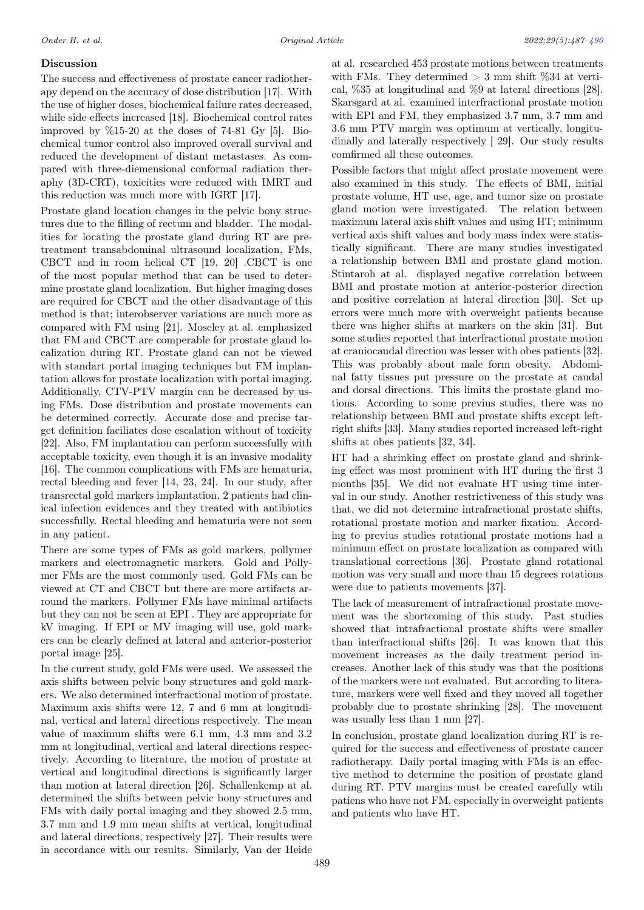## Discussion

The success and effectiveness of prostate cancer radiotherapy depend on the accuracy of dose distribution [17]. With the use of higher doses, biochemical failure rates decreased, while side effects increased [18]. Biochemical control rates improved by %15-20 at the doses of 74-81 Gy [5]. Biochemical tumor control also improved overall survival and reduced the development of distant metastases. As compared with three-diemensional conformal radiation theraphy (3D-CRT), toxicities were reduced with IMRT and this reduction was much more with IGRT [17].

Prostate gland location changes in the pelvic bony structures due to the filling of rectum and bladder. The modalities for locating the prostate gland during RT are pretreatment transabdominal ultrasound localization, FMs, CBCT and in room helical CT [19, 20] .CBCT is one of the most popular method that can be used to determine prostate gland localization. But higher imaging doses are required for CBCT and the other disadvantage of this method is that; interobserver variations are much more as compared with FM using [21]. Moseley at al. emphasized that FM and CBCT are comperable for prostate gland localization during RT. Prostate gland can not be viewed with standart portal imaging techniques but FM implantation allows for prostate localization with portal imaging. Additionally, CTV-PTV margin can be decreased by using FMs. Dose distribution and prostate movements can be determined correctly. Accurate dose and precise target definition faciliates dose escalation without of toxicity [22]. Also, FM implantation can perform successfully with acceptable toxicity, even though it is an invasive modality [16]. The common complications with FMs are hematuria, rectal bleeding and fever [14, 23, 24]. In our study, after transrectal gold markers implantation, 2 patients had clinical infection evidences and they treated with antibiotics successfully. Rectal bleeding and hematuria were not seen in any patient.

There are some types of FMs as gold markers, pollymer markers and electromagnetic markers. Gold and Pollymer FMs are the most commonly used. Gold FMs can be viewed at CT and CBCT but there are more artifacts arround the markers. Pollymer FMs have minimal artifacts but they can not be seen at EPI . They are appropriate for kV imaging. If EPI or MV imaging will use, gold markers can be clearly defined at lateral and anterior-posterior portal image [25].

In the current study, gold FMs were used. We assessed the axis shifts between pelvic bony structures and gold markers. We also determined interfractional motion of prostate. Maximum axis shifts were 12, 7 and 6 mm at longitudinal, vertical and lateral directions respectively. The mean value of maximum shifts were 6.1 mm, 4.3 mm and 3.2 mm at longitudinal, vertical and lateral directions respectively. According to literature, the motion of prostate at vertical and longitudinal directions is significantly larger than motion at lateral direction [26]. Schallenkemp at al. determined the shifts between pelvic bony structures and FMs with daily portal imaging and they showed 2.5 mm, 3.7 mm and 1.9 mm mean shifts at vertical, longitudinal and lateral directions, respectively [27]. Their results were in accordance with our results. Similarly, Van der Heide at al. researched 453 prostate motions between treatments with FMs. They determined > 3 mm shift %34 at vertical, %35 at longitudinal and %9 at lateral directions [28]. Skarsgard at al. examined interfractional prostate motion with EPI and FM, they emphasized 3.7 mm, 3.7 mm and 3.6 mm PTV margin was optimum at vertically, longitudinally and laterally respectively [ 29]. Our study results comfirmed all these outcomes.

Possible factors that might affect prostate movement were also examined in this study. The effects of BMI, initial prostate volume, HT use, age, and tumor size on prostate gland motion were investigated. The relation between maximum lateral axis shift values and using HT; minimum vertical axis shift values and body mass index were statistically significant. There are many studies investigated a relationship between BMI and prostate gland motion. Stintaroh at al. displayed negative correlation between BMI and prostate motion at anterior-posterior direction and positive correlation at lateral direction [30]. Set up errors were much more with overweight patients because there was higher shifts at markers on the skin [31]. But some studies reported that interfractional prostate motion at craniocaudal direction was lesser with obes patients [32]. This was probably about male form obesity. Abdominal fatty tissues put pressure on the prostate at caudal and dorsal directions. This limits the prostate gland motions. According to some previus studies, there was no relationship between BMI and prostate shifts except left-right shifts [33]. Many studies reported increased left-right shifts at obes patients [32, 34].

HT had a shrinking effect on prostate gland and shrinking effect was most prominent with HT during the first 3 months [35]. We did not evaluate HT using time interval in our study. Another restrictiveness of this study was that, we did not determine intrafractional prostate shifts, rotational prostate motion and marker fixation. According to previus studies rotational prostate motions had a minimum effect on prostate localization as compared with translational corrections [36]. Prostate gland rotational motion was very small and more than 15 degrees rotations were due to patients movements [37].

The lack of measurement of intrafractional prostate movement was the shortcoming of this study. Past studies showed that intrafractional prostate shifts were smaller than interfractional shifts [26]. It was known that this movement increases as the daily treatment period increases. Another lack of this study was that the positions of the markers were not evaluated. But according to literature, markers were well fixed and they moved all together probably due to prostate shrinking [28]. The movement was usually less than 1 mm [27].

In conclusion, prostate gland localization during RT is required for the success and effectiveness of prostate cancer radiotherapy. Daily portal imaging with FMs is an effective method to determine the position of prostate gland during RT. PTV margins must be created carefully wtih patiens who have not FM, especially in overweight patients and patients who have HT.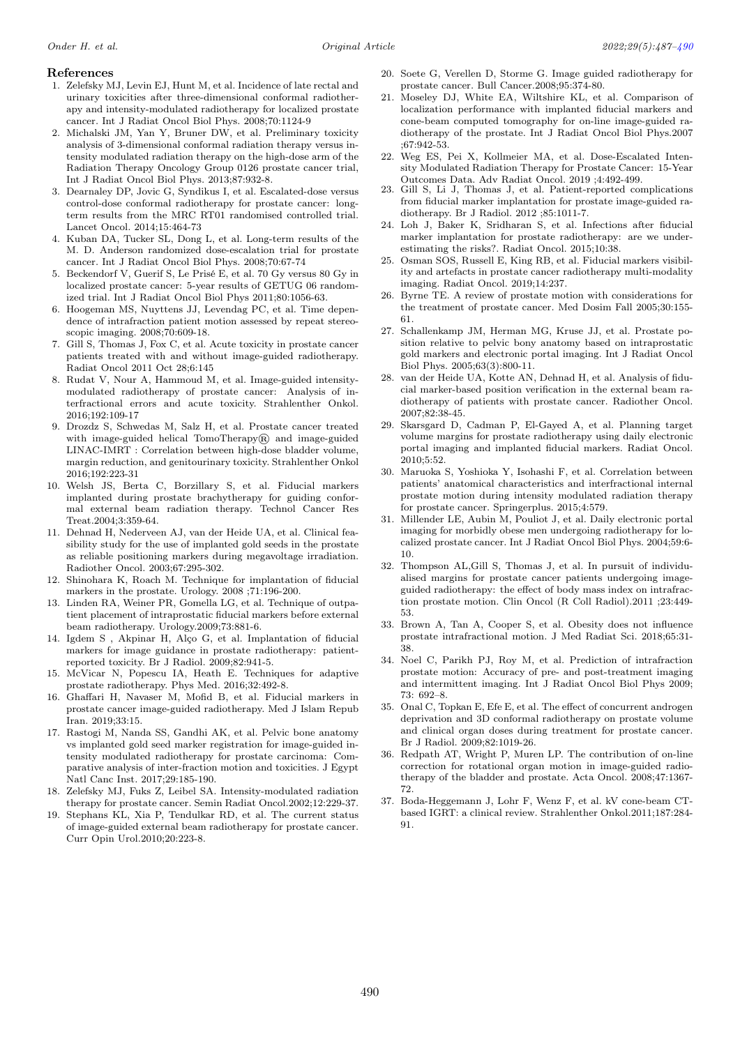## References

1. Zelefsky MJ, Levin EJ, Hunt M, et al. Incidence of late rectal and urinary toxicities after three-dimensional conformal radiotherapy and intensity-modulated radiotherapy for localized prostate cancer. Int J Radiat Oncol Biol Phys. 2008;70:1124-9
2. Michalski JM, Yan Y, Bruner DW, et al. Preliminary toxicity analysis of 3-dimensional conformal radiation therapy versus intensity modulated radiation therapy on the high-dose arm of the Radiation Therapy Oncology Group 0126 prostate cancer trial, Int J Radiat Oncol Biol Phys. 2013;87:932-8.
3. Dearnaley DP, Jovic G, Syndikus I, et al. Escalated-dose versus control-dose conformal radiotherapy for prostate cancer: long-term results from the MRC RT01 randomised controlled trial. Lancet Oncol. 2014;15:464-73
4. Kuban DA, Tucker SL, Dong L, et al. Long-term results of the M. D. Anderson randomized dose-escalation trial for prostate cancer. Int J Radiat Oncol Biol Phys. 2008;70:67-74
5. Beckendorf V, Guerif S, Le Prisé E, et al. 70 Gy versus 80 Gy in localized prostate cancer: 5-year results of GETUG 06 randomized trial. Int J Radiat Oncol Biol Phys 2011;80:1056-63.
6. Hoogeman MS, Nuyttens JJ, Levendag PC, et al. Time dependence of intrafraction patient motion assessed by repeat stereoscopic imaging. 2008;70:609-18.
7. Gill S, Thomas J, Fox C, et al. Acute toxicity in prostate cancer patients treated with and without image-guided radiotherapy. Radiat Oncol 2011 Oct 28;6:145
8. Rudat V, Nour A, Hammoud M, et al. Image-guided intensity-modulated radiotherapy of prostate cancer: Analysis of interfractional errors and acute toxicity. Strahlenther Onkol. 2016;192:109-17
9. Drozdz S, Schwedas M, Salz H, et al. Prostate cancer treated with image-guided helical TomoTherapy® and image-guided LINAC-IMRT : Correlation between high-dose bladder volume, margin reduction, and genitourinary toxicity. Strahlenther Onkol 2016;192:223-31
10. Welsh JS, Berta C, Borzillary S, et al. Fiducial markers implanted during prostate brachytherapy for guiding conformal external beam radiation therapy. Technol Cancer Res Treat.2004;3:359-64.
11. Dehnad H, Nederveen AJ, van der Heide UA, et al. Clinical feasibility study for the use of implanted gold seeds in the prostate as reliable positioning markers during megavoltage irradiation. Radiother Oncol. 2003;67:295-302.
12. Shinohara K, Roach M. Technique for implantation of fiducial markers in the prostate. Urology. 2008 ;71:196-200.
13. Linden RA, Weiner PR, Gomella LG, et al. Technique of outpatient placement of intraprostatic fiducial markers before external beam radiotherapy. Urology.2009;73:881-6.
14. Igdem S , Akpinar H, Alço G, et al. Implantation of fiducial markers for image guidance in prostate radiotherapy: patient-reported toxicity. Br J Radiol. 2009;82:941-5.
15. McVicar N, Popescu IA, Heath E. Techniques for adaptive prostate radiotherapy. Phys Med. 2016;32:492-8.
16. Ghaffari H, Navaser M, Mofid B, et al. Fiducial markers in prostate cancer image-guided radiotherapy. Med J Islam Repub Iran. 2019;33:15.
17. Rastogi M, Nanda SS, Gandhi AK, et al. Pelvic bone anatomy vs implanted gold seed marker registration for image-guided intensity modulated radiotherapy for prostate carcinoma: Comparative analysis of inter-fraction motion and toxicities. J Egypt Natl Canc Inst. 2017;29:185-190.
18. Zelefsky MJ, Fuks Z, Leibel SA. Intensity-modulated radiation therapy for prostate cancer. Semin Radiat Oncol.2002;12:229-37.
19. Stephans KL, Xia P, Tendulkar RD, et al. The current status of image-guided external beam radiotherapy for prostate cancer. Curr Opin Urol.2010;20:223-8.
20. Soete G, Verellen D, Storme G. Image guided radiotherapy for prostate cancer. Bull Cancer.2008;95:374-80.
21. Moseley DJ, White EA, Wiltshire KL, et al. Comparison of localization performance with implanted fiducial markers and cone-beam computed tomography for on-line image-guided radiotherapy of the prostate. Int J Radiat Oncol Biol Phys.2007 ;67:942-53.
22. Weg ES, Pei X, Kollmeier MA, et al. Dose-Escalated Intensity Modulated Radiation Therapy for Prostate Cancer: 15-Year Outcomes Data. Adv Radiat Oncol. 2019 ;4:492-499.
23. Gill S, Li J, Thomas J, et al. Patient-reported complications from fiducial marker implantation for prostate image-guided radiotherapy. Br J Radiol. 2012 ;85:1011-7.
24. Loh J, Baker K, Sridharan S, et al. Infections after fiducial marker implantation for prostate radiotherapy: are we underestimating the risks?. Radiat Oncol. 2015;10:38.
25. Osman SOS, Russell E, King RB, et al. Fiducial markers visibility and artefacts in prostate cancer radiotherapy multi-modality imaging. Radiat Oncol. 2019;14:237.
26. Byrne TE. A review of prostate motion with considerations for the treatment of prostate cancer. Med Dosim Fall 2005;30:155-61.
27. Schallenkamp JM, Herman MG, Kruse JJ, et al. Prostate position relative to pelvic bony anatomy based on intraprostatic gold markers and electronic portal imaging. Int J Radiat Oncol Biol Phys. 2005;63(3):800-11.
28. van der Heide UA, Kotte AN, Dehnad H, et al. Analysis of fiducial marker-based position verification in the external beam radiotherapy of patients with prostate cancer. Radiother Oncol. 2007;82:38-45.
29. Skarsgard D, Cadman P, El-Gayed A, et al. Planning target volume margins for prostate radiotherapy using daily electronic portal imaging and implanted fiducial markers. Radiat Oncol. 2010;5:52.
30. Maruoka S, Yoshioka Y, Isohashi F, et al. Correlation between patients' anatomical characteristics and interfractional internal prostate motion during intensity modulated radiation therapy for prostate cancer. Springerplus. 2015;4:579.
31. Millender LE, Aubin M, Pouliot J, et al. Daily electronic portal imaging for morbidly obese men undergoing radiotherapy for localized prostate cancer. Int J Radiat Oncol Biol Phys. 2004;59:6-10.
32. Thompson AL,Gill S, Thomas J, et al. In pursuit of individualised margins for prostate cancer patients undergoing image-guided radiotherapy: the effect of body mass index on intrafraction prostate motion. Clin Oncol (R Coll Radiol).2011 ;23:449-53.
33. Brown A, Tan A, Cooper S, et al. Obesity does not influence prostate intrafractional motion. J Med Radiat Sci. 2018;65:31-38.
34. Noel C, Parikh PJ, Roy M, et al. Prediction of intrafraction prostate motion: Accuracy of pre- and post-treatment imaging and intermittent imaging. Int J Radiat Oncol Biol Phys 2009; 73: 692–8.
35. Onal C, Topkan E, Efe E, et al. The effect of concurrent androgen deprivation and 3D conformal radiotherapy on prostate volume and clinical organ doses during treatment for prostate cancer. Br J Radiol. 2009;82:1019-26.
36. Redpath AT, Wright P, Muren LP. The contribution of on-line correction for rotational organ motion in image-guided radiotherapy of the bladder and prostate. Acta Oncol. 2008;47:1367-72.
37. Boda-Heggemann J, Lohr F, Wenz F, et al. kV cone-beam CT-based IGRT: a clinical review. Strahlenther Onkol.2011;187:284-91.